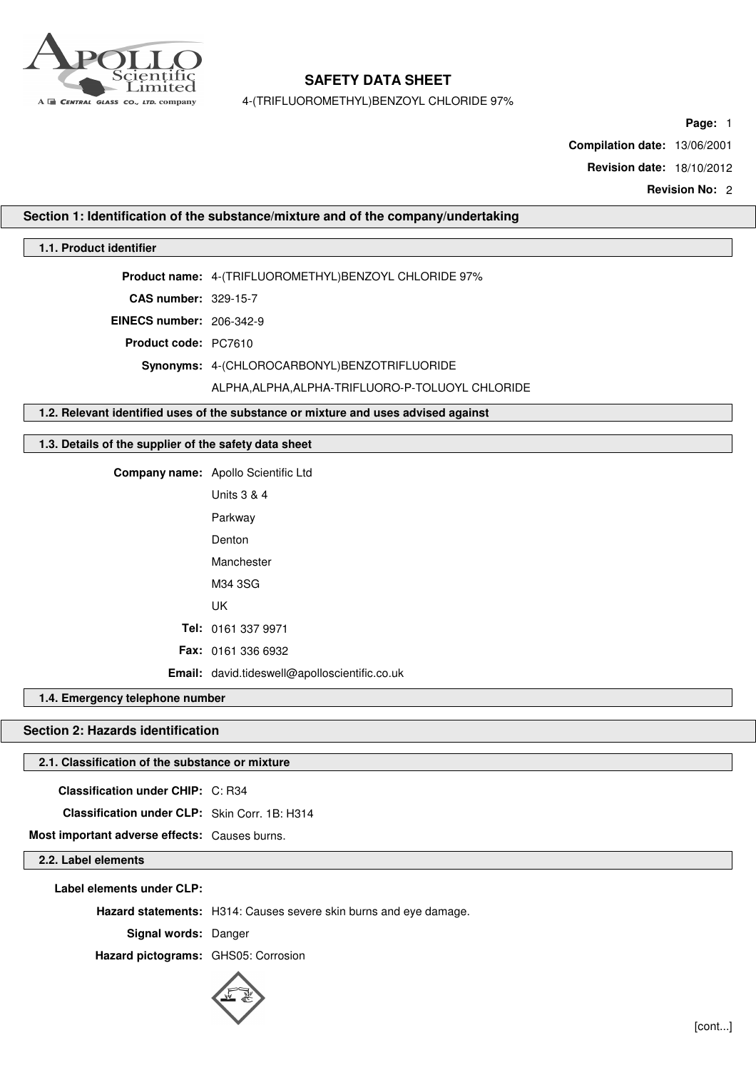# SAFETY DATA SHEET

4-(TRIFLUOROMETHYL)BENZOYL CHLORIDE 97%

**Compilation date:** 13/06/2001

**Revision date:** 18/10/2012

**Revision No:** 2

## Section 1: Identification of the substance/mixture and of the company/undertaking

### 1.1. Product identifier

**Product name:** 4-(TRIFLUOROMETHYL)BENZOYL CHLORIDE 97%

**CAS number:** 329-15-7

**EINECS number:** 206-342-9

**Product code:** PC7610

**Synonyms:** 4-(CHLOROCARBONYL)BENZOTRIFLUORIDE

ALPHA,ALPHA,ALPHA-TRIFLUORO-P-TOLUOYL CHLORIDE

### 1.2. Relevant identified uses of the substance or mixture and uses advised against

### 1.3. Details of the supplier of the safety data sheet

**Company name:** Apollo Scientific Ltd

Units 3 & 4

Parkway

Denton

Manchester

M34 3SG

UK

**Tel:** 0161 337 9971

**Fax:** 0161 336 6932

**Email:** david.tideswell@apolloscientific.co.uk

### 1.4. Emergency telephone number

## Section 2: Hazards identification

### 2.1. Classification of the substance or mixture

**Classification under CHIP:** C: R34

**Classification under CLP:** Skin Corr. 1B: H314

**Most important adverse effects:** Causes burns.

### 2.2. Label elements

**Label elements under CLP:**

**Hazard statements:** H314: Causes severe skin burns and eye damage.

**Signal words:** Danger

**Hazard pictograms:** GHS05: Corrosion

[cont...]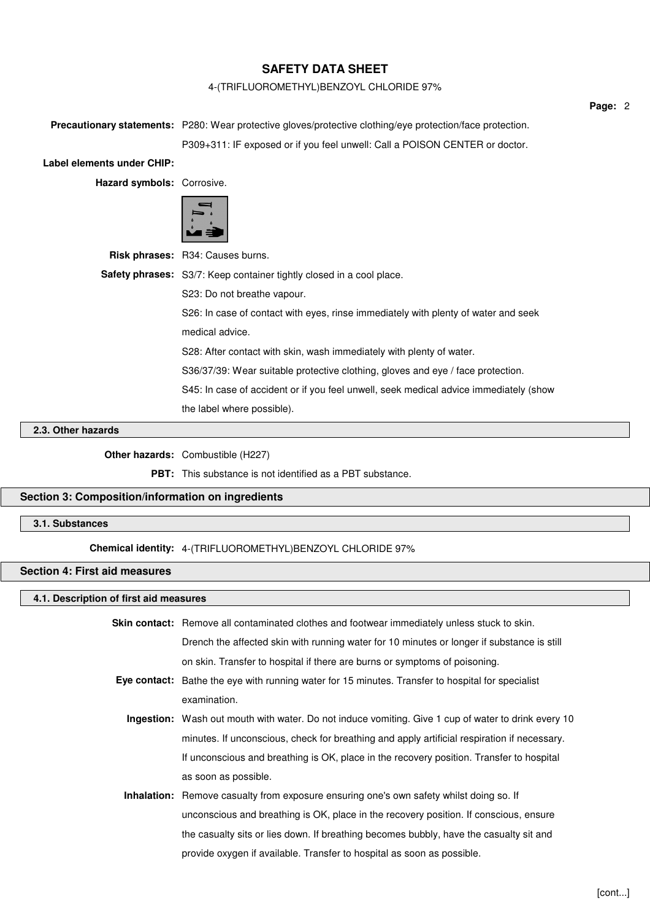**Precautionary statements:** P280: Wear protective gloves/protective clothing/eye protection/face protection.

P309+311: IF exposed or if you feel unwell: Call a POISON CENTER or doctor.

**Label elements under CHIP:**

**Hazard symbols:** Corrosive.

**Risk phrases:** R34: Causes burns.

**Safety phrases:** S3/7: Keep container tightly closed in a cool place.

S23: Do not breathe vapour.

S26: In case of contact with eyes, rinse immediately with plenty of water and seek medical advice.

S28: After contact with skin, wash immediately with plenty of water.

S36/37/39: Wear suitable protective clothing, gloves and eye / face protection.

S45: In case of accident or if you feel unwell, seek medical advice immediately (show the label where possible).

### 2.3. Other hazards

**Other hazards:** Combustible (H227)

**PBT:** This substance is not identified as a PBT substance.

## Section 3: Composition/information on ingredients

### 3.1. Substances

**Chemical identity:** 4-(TRIFLUOROMETHYL)BENZOYL CHLORIDE 97%

## Section 4: First aid measures

### 4.1. Description of first aid measures

**Skin contact:** Remove all contaminated clothes and footwear immediately unless stuck to skin. Drench the affected skin with running water for 10 minutes or longer if substance is still on skin. Transfer to hospital if there are burns or symptoms of poisoning.

**Eye contact:** Bathe the eye with running water for 15 minutes. Transfer to hospital for specialist examination.

**Ingestion:** Wash out mouth with water. Do not induce vomiting. Give 1 cup of water to drink every 10 minutes. If unconscious, check for breathing and apply artificial respiration if necessary. If unconscious and breathing is OK, place in the recovery position. Transfer to hospital as soon as possible.

**Inhalation:** Remove casualty from exposure ensuring one's own safety whilst doing so. If unconscious and breathing is OK, place in the recovery position. If conscious, ensure the casualty sits or lies down. If breathing becomes bubbly, have the casualty sit and provide oxygen if available. Transfer to hospital as soon as possible.

[cont...]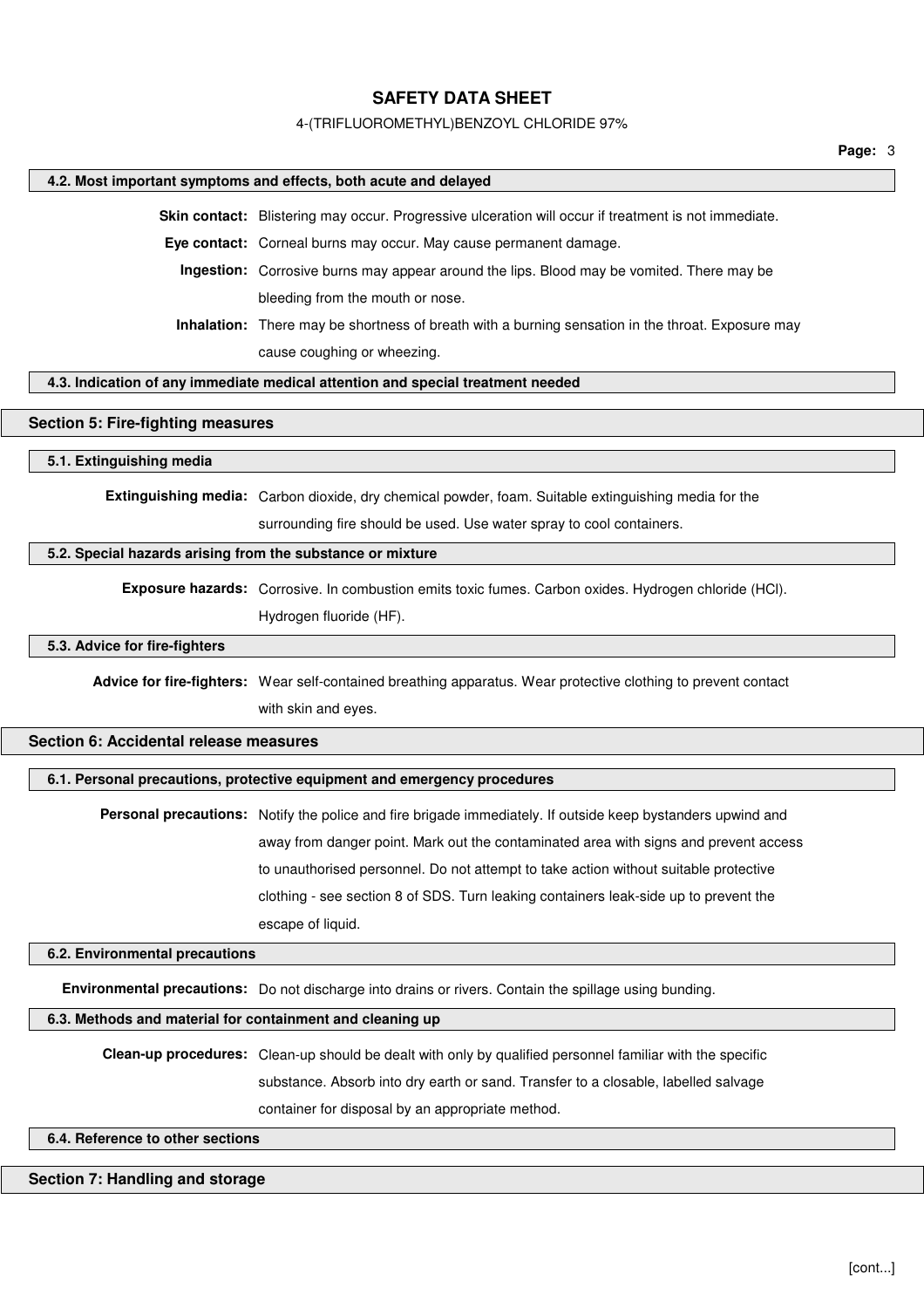### 4.2. Most important symptoms and effects, both acute and delayed

**Skin contact:** Blistering may occur. Progressive ulceration will occur if treatment is not immediate.

**Eye contact:** Corneal burns may occur. May cause permanent damage.

**Ingestion:** Corrosive burns may appear around the lips. Blood may be vomited. There may be bleeding from the mouth or nose.

**Inhalation:** There may be shortness of breath with a burning sensation in the throat. Exposure may cause coughing or wheezing.

### 4.3. Indication of any immediate medical attention and special treatment needed

## Section 5: Fire-fighting measures

### 5.1. Extinguishing media

**Extinguishing media:** Carbon dioxide, dry chemical powder, foam. Suitable extinguishing media for the surrounding fire should be used. Use water spray to cool containers.

### 5.2. Special hazards arising from the substance or mixture

**Exposure hazards:** Corrosive. In combustion emits toxic fumes. Carbon oxides. Hydrogen chloride (HCl). Hydrogen fluoride (HF).

### 5.3. Advice for fire-fighters

**Advice for fire-fighters:** Wear self-contained breathing apparatus. Wear protective clothing to prevent contact with skin and eyes.

## Section 6: Accidental release measures

### 6.1. Personal precautions, protective equipment and emergency procedures

**Personal precautions:** Notify the police and fire brigade immediately. If outside keep bystanders upwind and away from danger point. Mark out the contaminated area with signs and prevent access to unauthorised personnel. Do not attempt to take action without suitable protective clothing - see section 8 of SDS. Turn leaking containers leak-side up to prevent the escape of liquid.

### 6.2. Environmental precautions

**Environmental precautions:** Do not discharge into drains or rivers. Contain the spillage using bunding.

### 6.3. Methods and material for containment and cleaning up

**Clean-up procedures:** Clean-up should be dealt with only by qualified personnel familiar with the specific substance. Absorb into dry earth or sand. Transfer to a closable, labelled salvage container for disposal by an appropriate method.

### 6.4. Reference to other sections

## Section 7: Handling and storage

[cont...]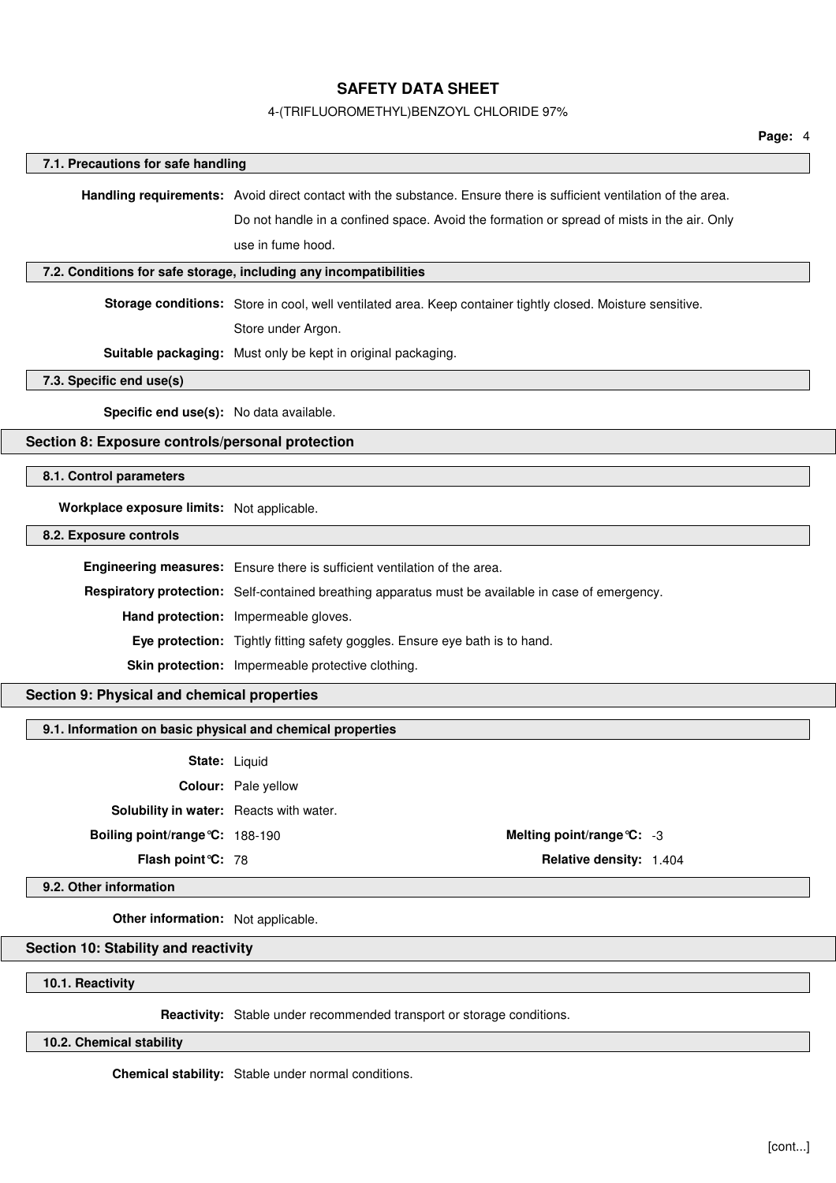### 7.1. Precautions for safe handling

**Handling requirements:** Avoid direct contact with the substance. Ensure there is sufficient ventilation of the area. Do not handle in a confined space. Avoid the formation or spread of mists in the air. Only use in fume hood.

### 7.2. Conditions for safe storage, including any incompatibilities

**Storage conditions:** Store in cool, well ventilated area. Keep container tightly closed. Moisture sensitive. Store under Argon.

**Suitable packaging:** Must only be kept in original packaging.

### 7.3. Specific end use(s)

**Specific end use(s):** No data available.

## Section 8: Exposure controls/personal protection

### 8.1. Control parameters

**Workplace exposure limits:** Not applicable.

### 8.2. Exposure controls

**Engineering measures:** Ensure there is sufficient ventilation of the area.

**Respiratory protection:** Self-contained breathing apparatus must be available in case of emergency.

**Hand protection:** Impermeable gloves.

**Eye protection:** Tightly fitting safety goggles. Ensure eye bath is to hand.

**Skin protection:** Impermeable protective clothing.

## Section 9: Physical and chemical properties

### 9.1. Information on basic physical and chemical properties

**State:** Liquid

**Colour:** Pale yellow

**Solubility in water:** Reacts with water.

**Boiling point/range°C:** 188-190

**Melting point/range°C:** -3

**Flash point°C:** 78

**Relative density:** 1.404

### 9.2. Other information

**Other information:** Not applicable.

## Section 10: Stability and reactivity

### 10.1. Reactivity

**Reactivity:** Stable under recommended transport or storage conditions.

### 10.2. Chemical stability

**Chemical stability:** Stable under normal conditions.

[cont...]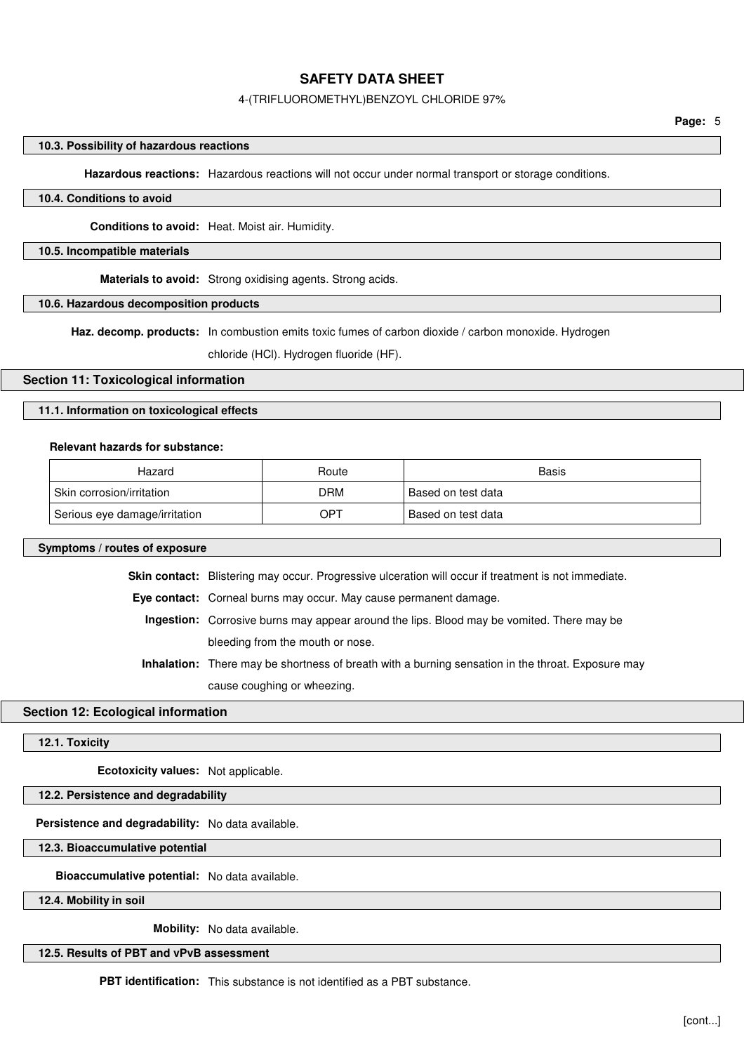### 10.3. Possibility of hazardous reactions

**Hazardous reactions:** Hazardous reactions will not occur under normal transport or storage conditions.

### 10.4. Conditions to avoid

**Conditions to avoid:** Heat. Moist air. Humidity.

### 10.5. Incompatible materials

**Materials to avoid:** Strong oxidising agents. Strong acids.

### 10.6. Hazardous decomposition products

**Haz. decomp. products:** In combustion emits toxic fumes of carbon dioxide / carbon monoxide. Hydrogen chloride (HCl). Hydrogen fluoride (HF).

## Section 11: Toxicological information

### 11.1. Information on toxicological effects

**Relevant hazards for substance:**

| Hazard | Route | Basis |
|---|---|---|
| Skin corrosion/irritation | DRM | Based on test data |
| Serious eye damage/irritation | OPT | Based on test data |

### Symptoms / routes of exposure

**Skin contact:** Blistering may occur. Progressive ulceration will occur if treatment is not immediate.

**Eye contact:** Corneal burns may occur. May cause permanent damage.

**Ingestion:** Corrosive burns may appear around the lips. Blood may be vomited. There may be bleeding from the mouth or nose.

**Inhalation:** There may be shortness of breath with a burning sensation in the throat. Exposure may cause coughing or wheezing.

## Section 12: Ecological information

### 12.1. Toxicity

**Ecotoxicity values:** Not applicable.

### 12.2. Persistence and degradability

**Persistence and degradability:** No data available.

### 12.3. Bioaccumulative potential

**Bioaccumulative potential:** No data available.

### 12.4. Mobility in soil

**Mobility:** No data available.

### 12.5. Results of PBT and vPvB assessment

**PBT identification:** This substance is not identified as a PBT substance.

[cont...]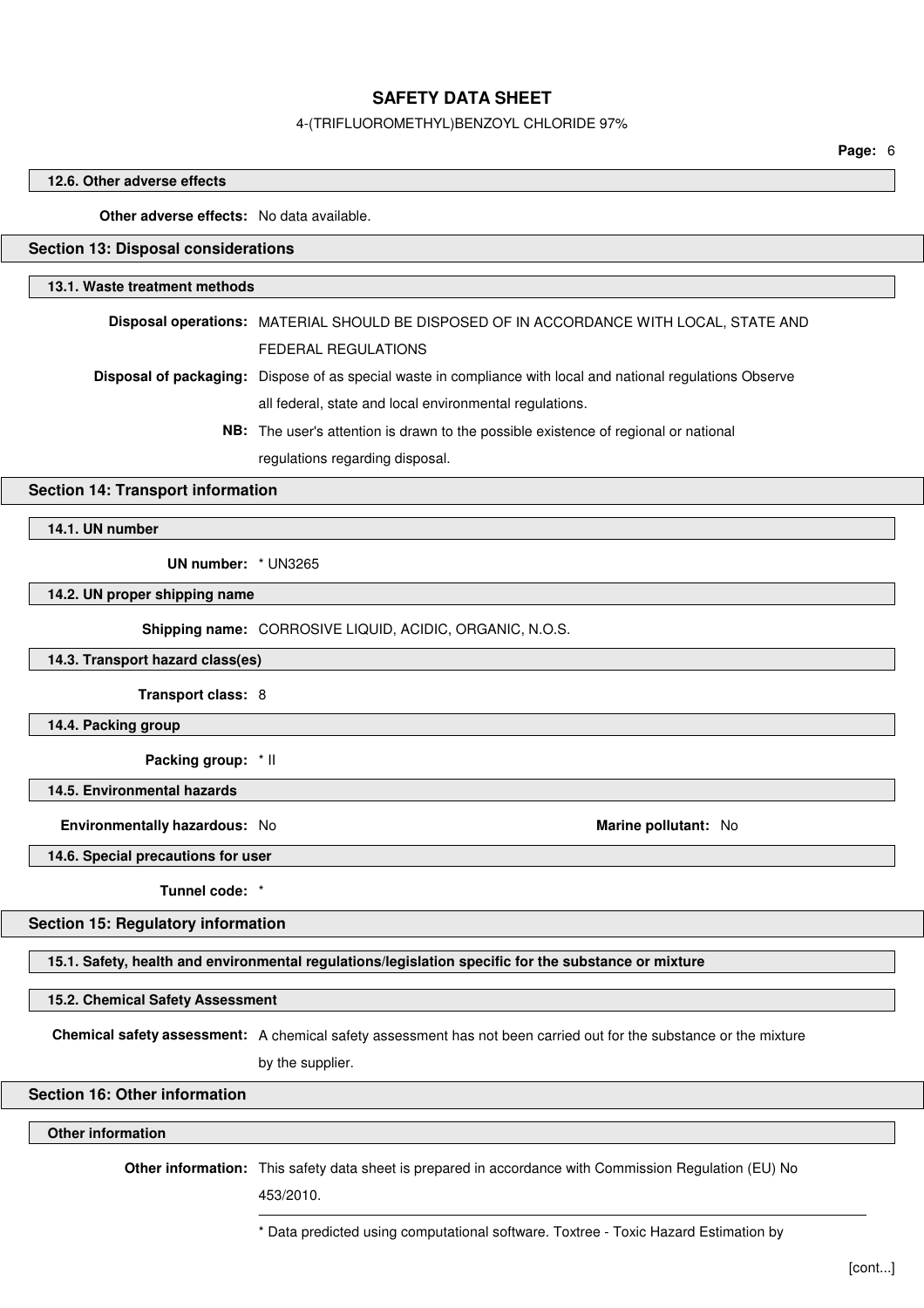### 12.6. Other adverse effects

**Other adverse effects:** No data available.

## Section 13: Disposal considerations

### 13.1. Waste treatment methods

**Disposal operations:** MATERIAL SHOULD BE DISPOSED OF IN ACCORDANCE WITH LOCAL, STATE AND FEDERAL REGULATIONS

**Disposal of packaging:** Dispose of as special waste in compliance with local and national regulations Observe all federal, state and local environmental regulations.

**NB:** The user's attention is drawn to the possible existence of regional or national regulations regarding disposal.

## Section 14: Transport information

### 14.1. UN number

**UN number:** * UN3265

### 14.2. UN proper shipping name

**Shipping name:** CORROSIVE LIQUID, ACIDIC, ORGANIC, N.O.S.

### 14.3. Transport hazard class(es)

**Transport class:** 8

### 14.4. Packing group

**Packing group:** * II

### 14.5. Environmental hazards

**Environmentally hazardous:** No

**Marine pollutant:** No

### 14.6. Special precautions for user

**Tunnel code:** *

## Section 15: Regulatory information

### 15.1. Safety, health and environmental regulations/legislation specific for the substance or mixture

### 15.2. Chemical Safety Assessment

**Chemical safety assessment:** A chemical safety assessment has not been carried out for the substance or the mixture by the supplier.

## Section 16: Other information

### Other information

**Other information:** This safety data sheet is prepared in accordance with Commission Regulation (EU) No 453/2010.

---

* Data predicted using computational software. Toxtree - Toxic Hazard Estimation by

[cont...]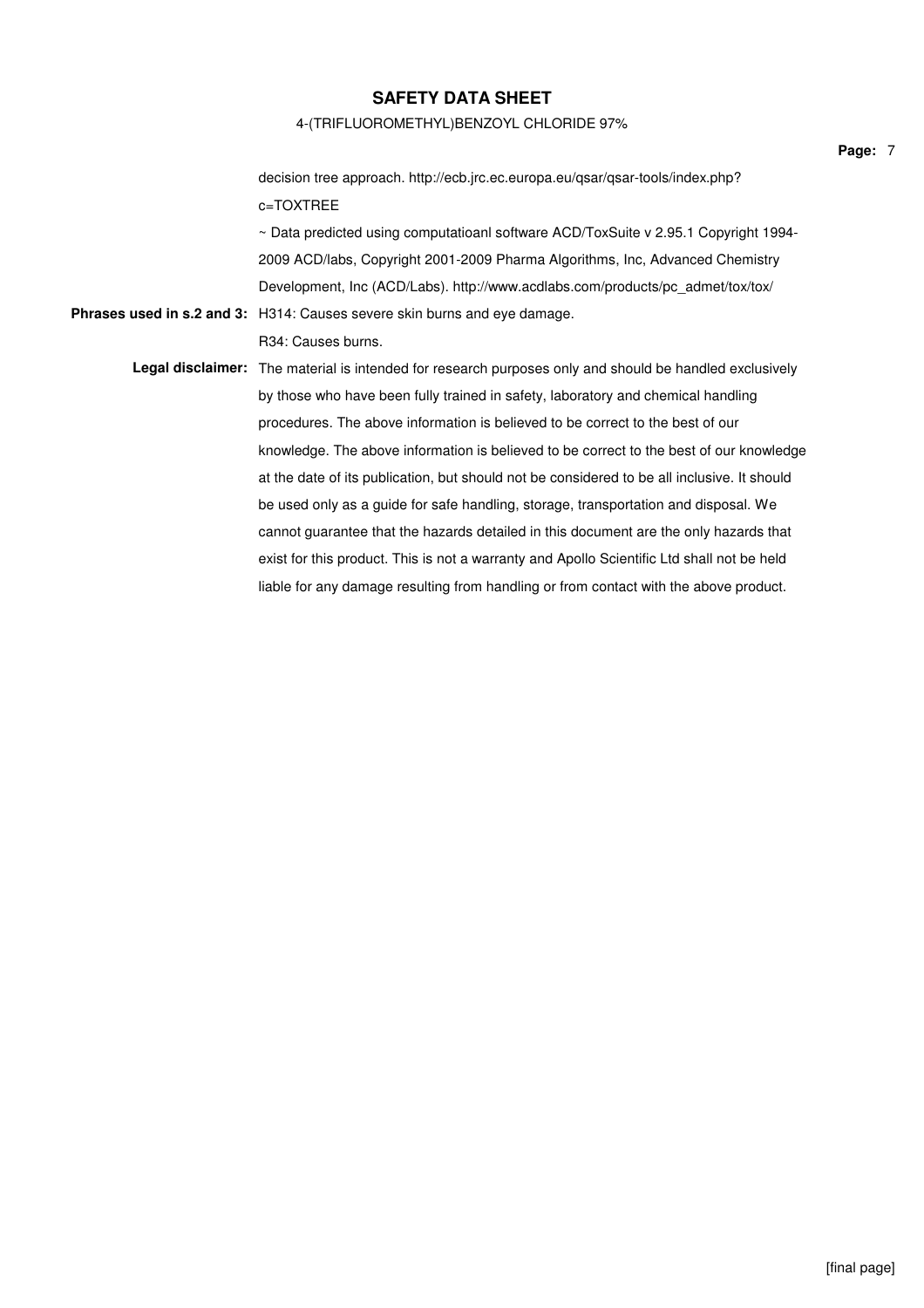decision tree approach. http://ecb.jrc.ec.europa.eu/qsar/qsar-tools/index.php?c=TOXTREE

~ Data predicted using computatioanl software ACD/ToxSuite v 2.95.1 Copyright 1994-2009 ACD/labs, Copyright 2001-2009 Pharma Algorithms, Inc, Advanced Chemistry Development, Inc (ACD/Labs). http://www.acdlabs.com/products/pc_admet/tox/tox/

**Phrases used in s.2 and 3:** H314: Causes severe skin burns and eye damage.

R34: Causes burns.

**Legal disclaimer:** The material is intended for research purposes only and should be handled exclusively by those who have been fully trained in safety, laboratory and chemical handling procedures. The above information is believed to be correct to the best of our knowledge. The above information is believed to be correct to the best of our knowledge at the date of its publication, but should not be considered to be all inclusive. It should be used only as a guide for safe handling, storage, transportation and disposal. We cannot guarantee that the hazards detailed in this document are the only hazards that exist for this product. This is not a warranty and Apollo Scientific Ltd shall not be held liable for any damage resulting from handling or from contact with the above product.

[final page]